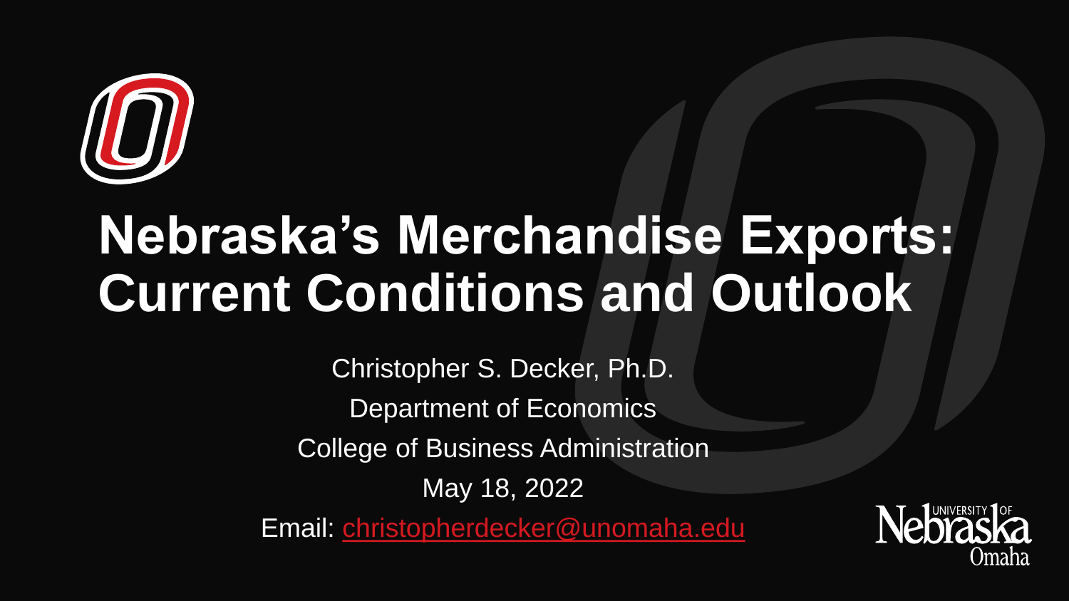# Nebraska's Merchandise Exports: Current Conditions and Outlook

Christopher S. Decker, Ph.D.

Department of Economics

College of Business Administration

May 18, 2022

Email: christopherdecker@unomaha.edu

University of Nebraska Omaha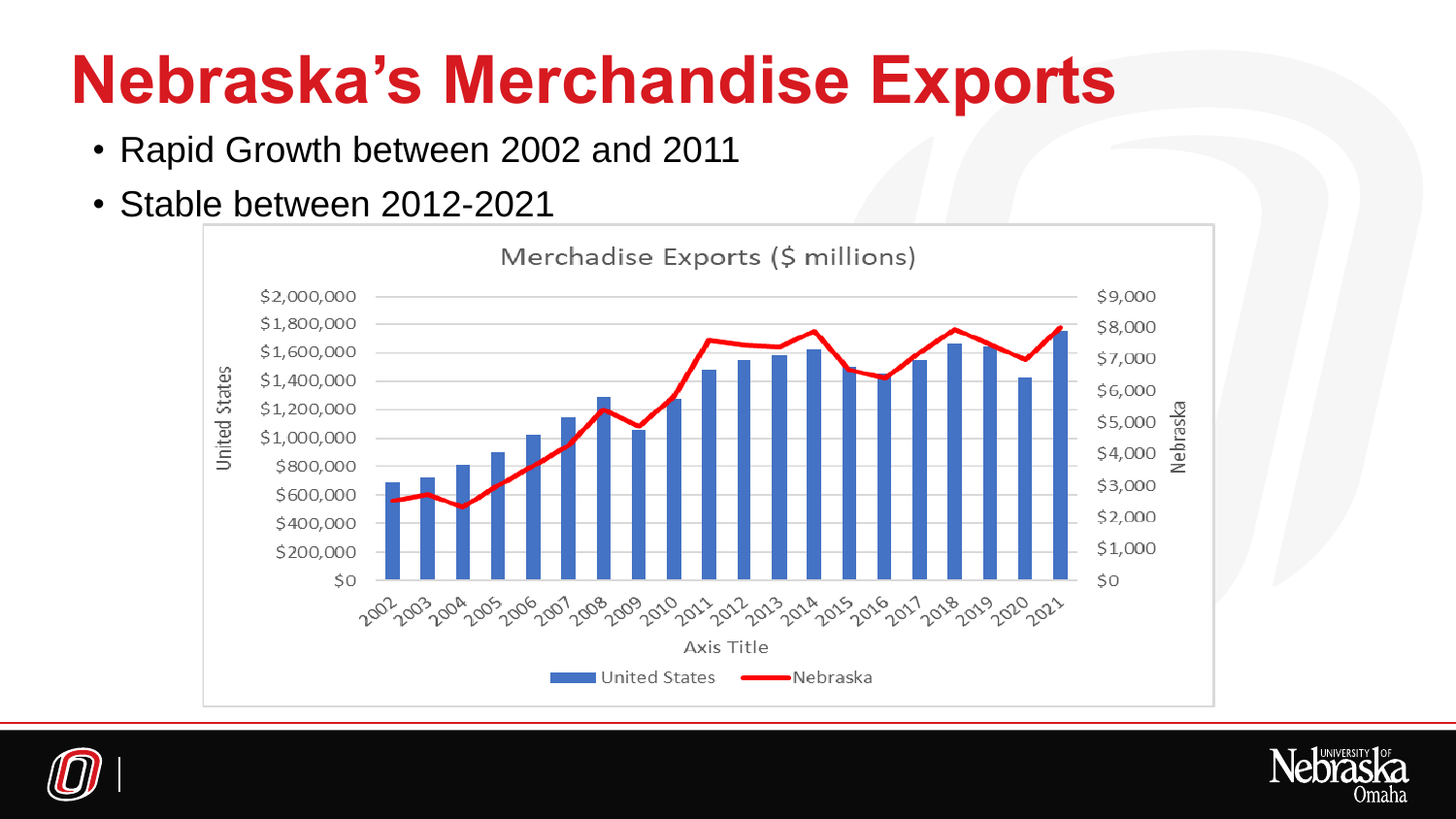# Nebraska's Merchandise Exports

- Rapid Growth between 2002 and 2011
- Stable between 2012-2021

Merchadise Exports ($ millions)

United States

$2,000,000
$1,800,000
$1,600,000
$1,400,000
$1,200,000
$1,000,000
$800,000
$600,000
$400,000
$200,000
$0

Nebraska

$9,000
$8,000
$7,000
$6,000
$5,000
$4,000
$3,000
$2,000
$1,000
$0

2002 2003 2004 2005 2006 2007 2008 2009 2010 2011 2012 2013 2014 2015 2016 2017 2018 2019 2020 2021

Axis Title

United States — Nebraska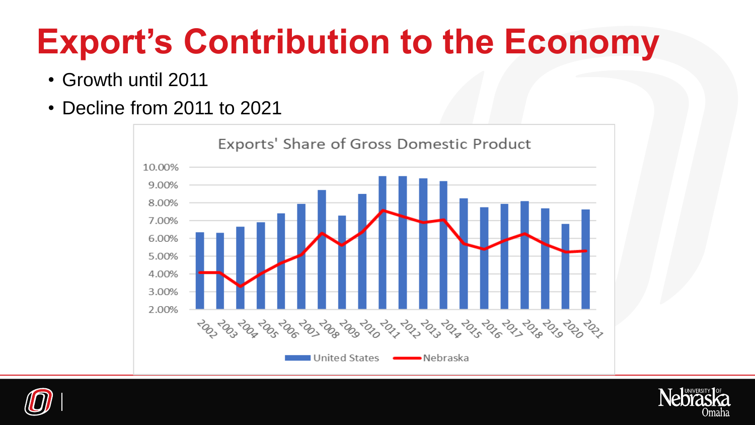# Export's Contribution to the Economy

- Growth until 2011
- Decline from 2011 to 2021

Exports' Share of Gross Domestic Product

United States — Nebraska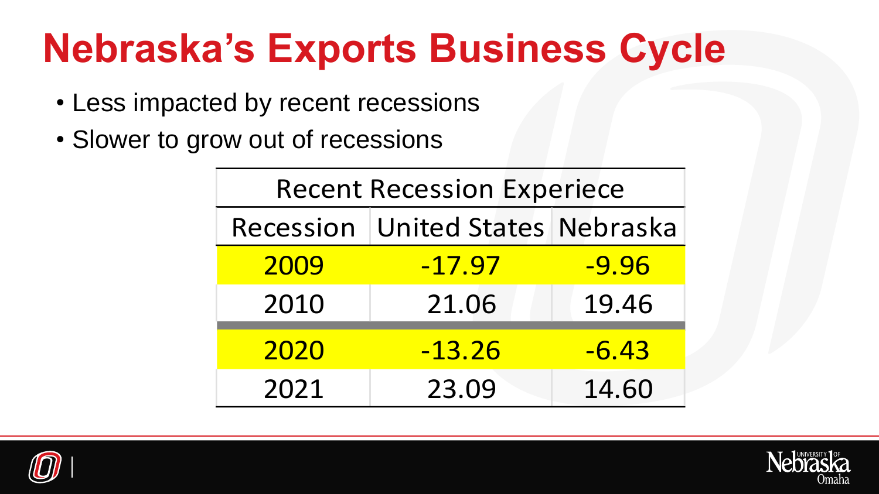# Nebraska's Exports Business Cycle

- Less impacted by recent recessions
- Slower to grow out of recessions

| Recent Recession Experiece | | |
|---|---|---|
| Recession | United States | Nebraska |
| 2009 | -17.97 | -9.96 |
| 2010 | 21.06 | 19.46 |
| 2020 | -13.26 | -6.43 |
| 2021 | 23.09 | 14.60 |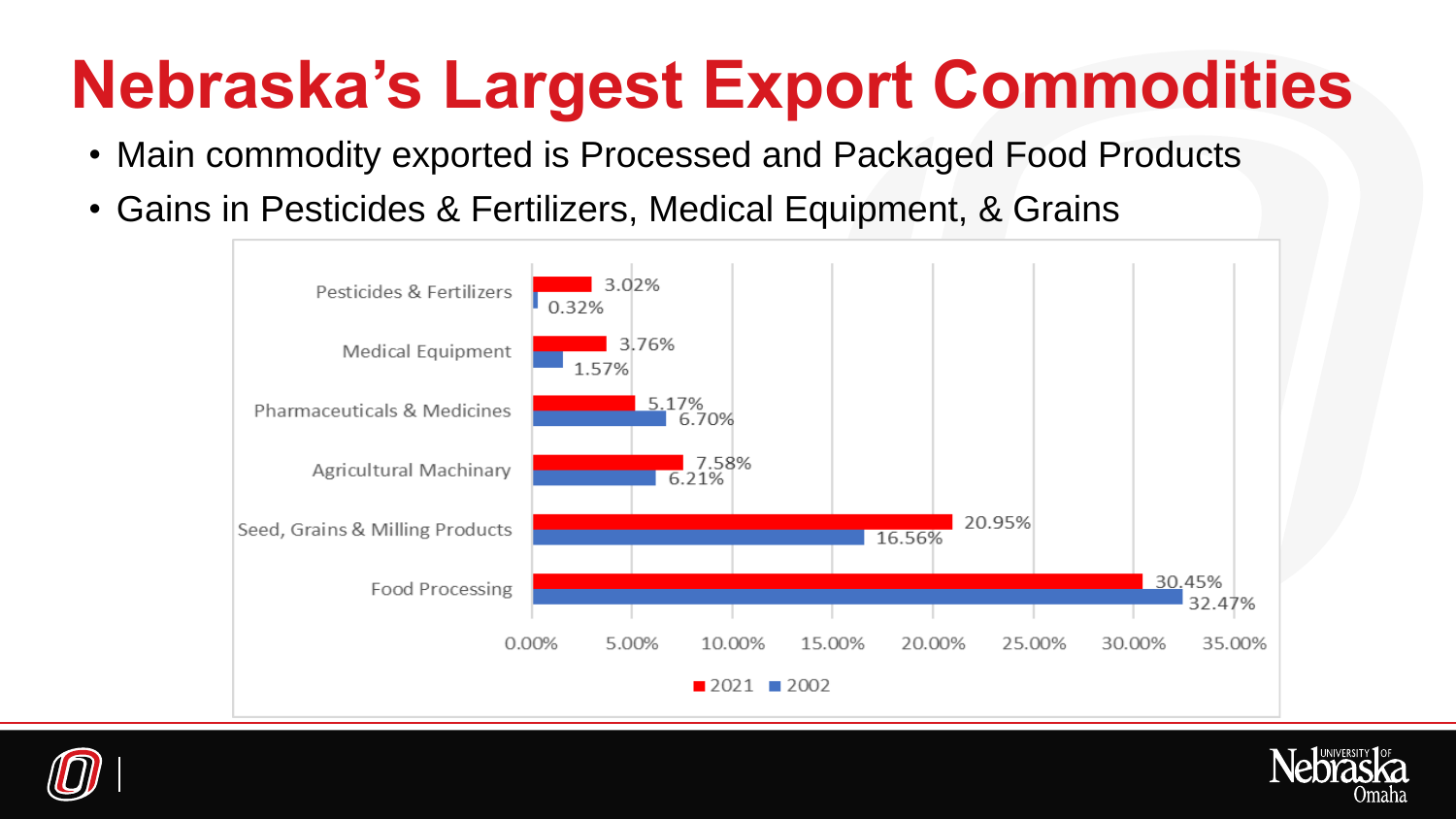# Nebraska's Largest Export Commodities

- Main commodity exported is Processed and Packaged Food Products
- Gains in Pesticides & Fertilizers, Medical Equipment, & Grains

| Commodity | 2021 | 2002 |
|---|---|---|
| Pesticides & Fertilizers | 3.02% | 0.32% |
| Medical Equipment | 3.76% | 1.57% |
| Pharmaceuticals & Medicines | 5.17% | 6.70% |
| Agricultural Machinary | 7.58% | 6.21% |
| Seed, Grains & Milling Products | 20.95% | 16.56% |
| Food Processing | 30.45% | 32.47% |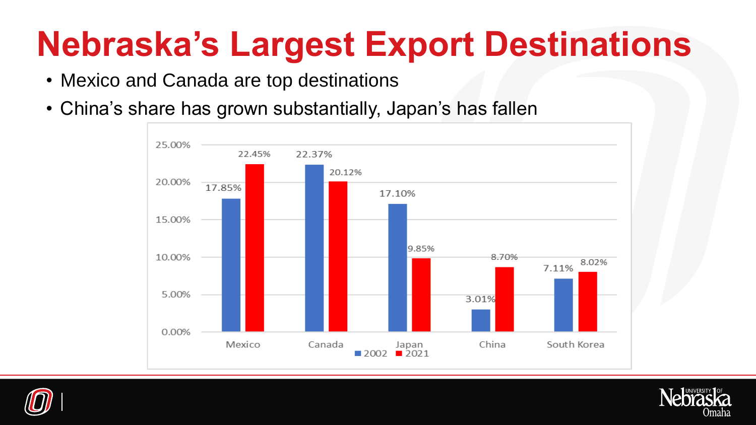# Nebraska's Largest Export Destinations

- Mexico and Canada are top destinations
- China's share has grown substantially, Japan's has fallen

| | 2002 | 2021 |
|---|---|---|
| Mexico | 17.85% | 22.45% |
| Canada | 22.37% | 20.12% |
| Japan | 17.10% | 9.85% |
| China | 3.01% | 8.70% |
| South Korea | 7.11% | 8.02% |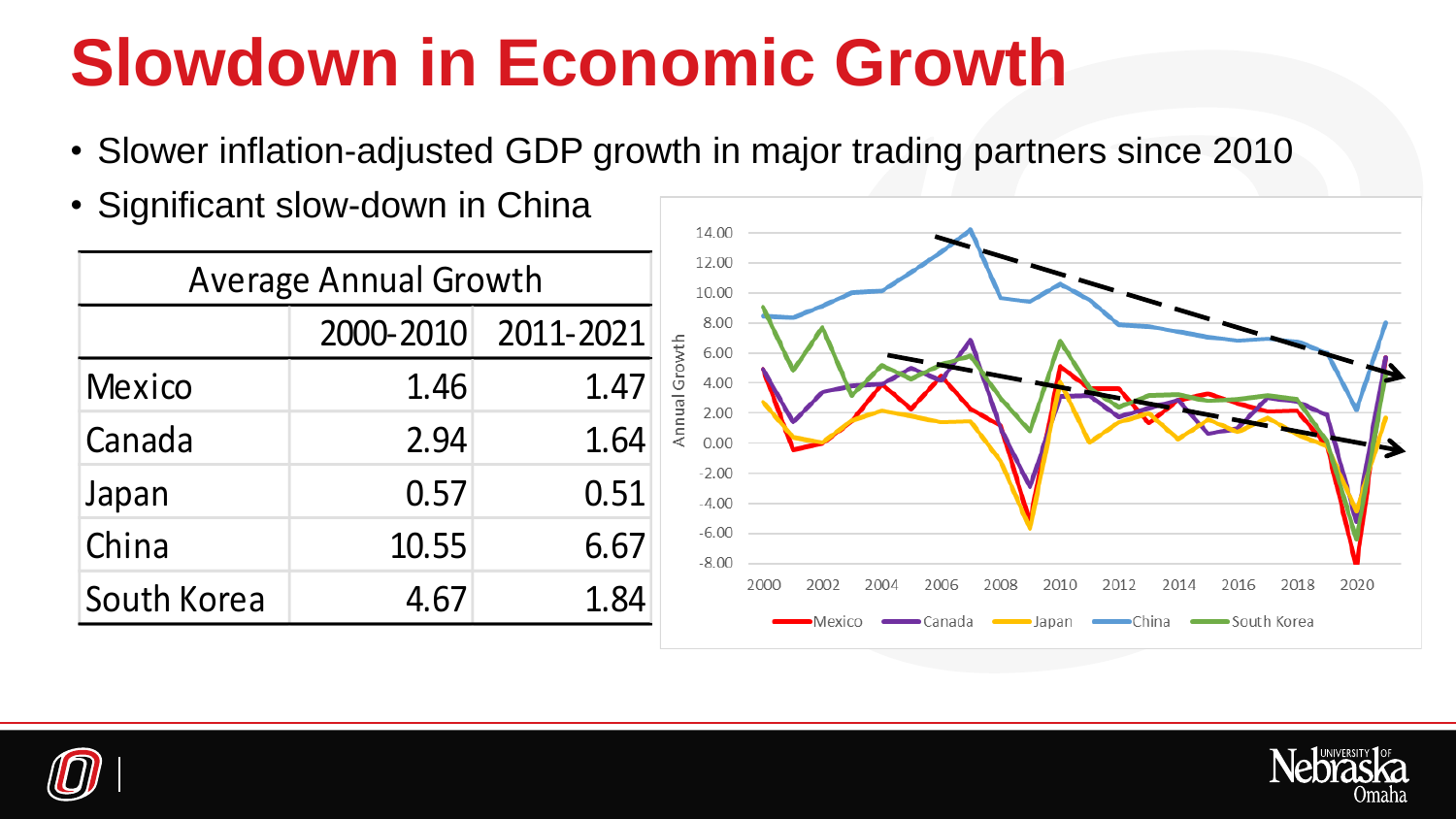# Slowdown in Economic Growth

- Slower inflation-adjusted GDP growth in major trading partners since 2010
- Significant slow-down in China

| Average Annual Growth | | |
|---|---|---|
| | 2000-2010 | 2011-2021 |
| Mexico | 1.46 | 1.47 |
| Canada | 2.94 | 1.64 |
| Japan | 0.57 | 0.51 |
| China | 10.55 | 6.67 |
| South Korea | 4.67 | 1.84 |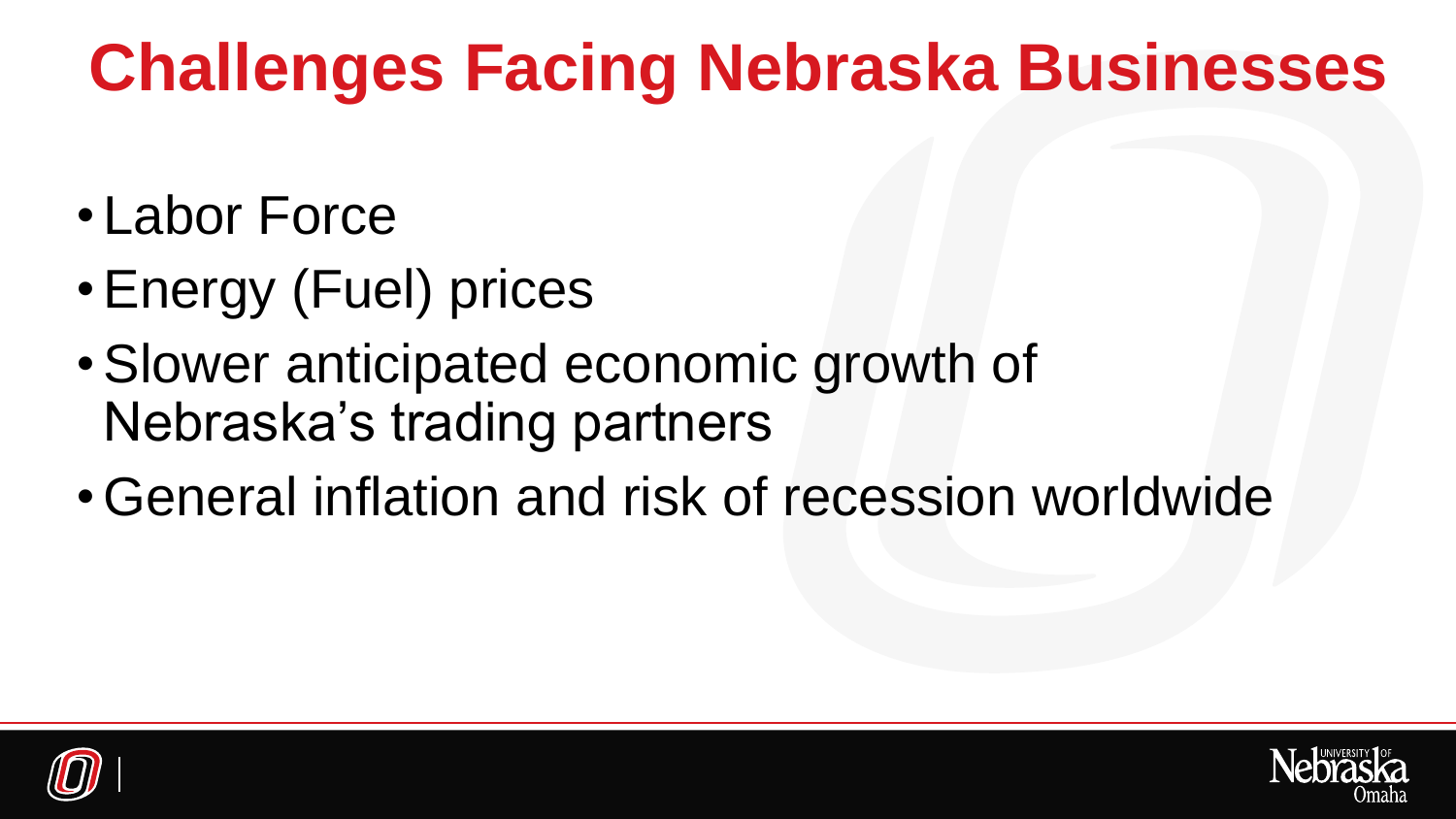# Challenges Facing Nebraska Businesses

- Labor Force
- Energy (Fuel) prices
- Slower anticipated economic growth of Nebraska's trading partners
- General inflation and risk of recession worldwide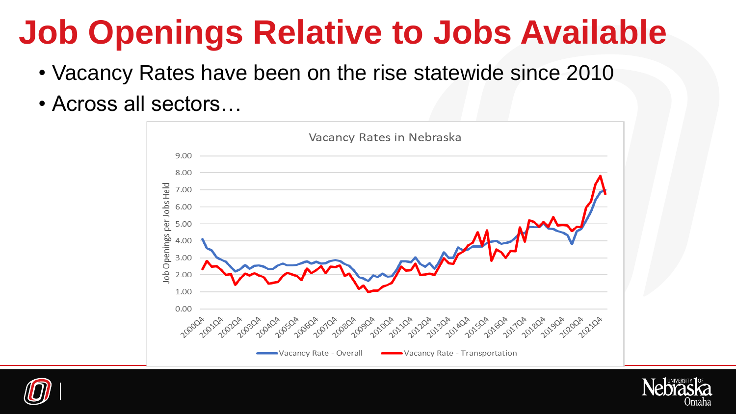# Job Openings Relative to Jobs Available

- Vacancy Rates have been on the rise statewide since 2010
- Across all sectors…

Vacancy Rates in Nebraska

Job Openings per Jobs Held

9.00
8.00
7.00
6.00
5.00
4.00
3.00
2.00
1.00
0.00

2000Q4 2001Q4 2002Q4 2003Q4 2004Q4 2005Q4 2006Q4 2007Q4 2008Q4 2009Q4 2010Q4 2011Q4 2012Q4 2013Q4 2014Q4 2015Q4 2016Q4 2017Q4 2018Q4 2019Q4 2020Q4 2021Q4

Vacancy Rate - Overall   Vacancy Rate - Transportation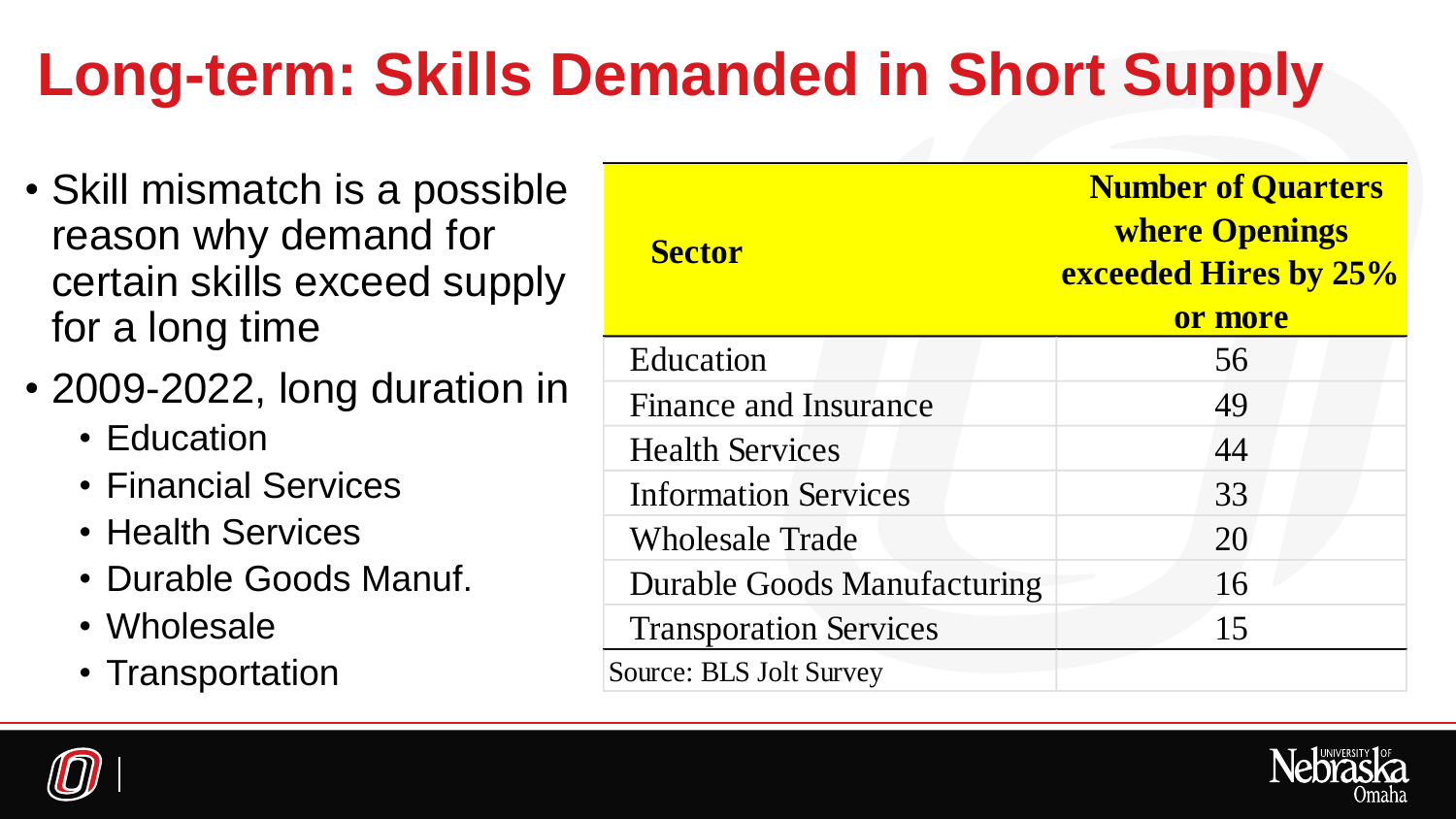# Long-term: Skills Demanded in Short Supply

- Skill mismatch is a possible reason why demand for certain skills exceed supply for a long time
- 2009-2022, long duration in
  - Education
  - Financial Services
  - Health Services
  - Durable Goods Manuf.
  - Wholesale
  - Transportation

| Sector | Number of Quarters where Openings exceeded Hires by 25% or more |
| --- | --- |
| Education | 56 |
| Finance and Insurance | 49 |
| Health Services | 44 |
| Information Services | 33 |
| Wholesale Trade | 20 |
| Durable Goods Manufacturing | 16 |
| Transporation Services | 15 |

Source: BLS Jolt Survey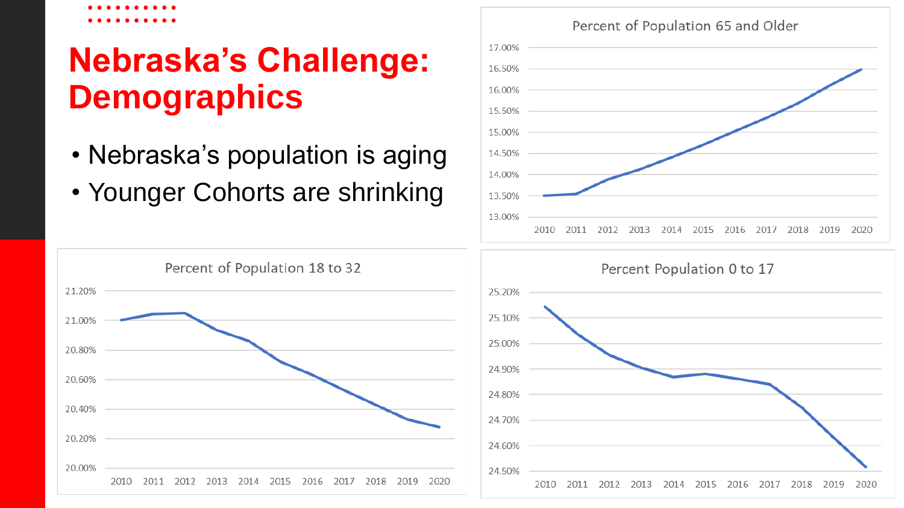# Nebraska's Challenge: Demographics

- Nebraska's population is aging
- Younger Cohorts are shrinking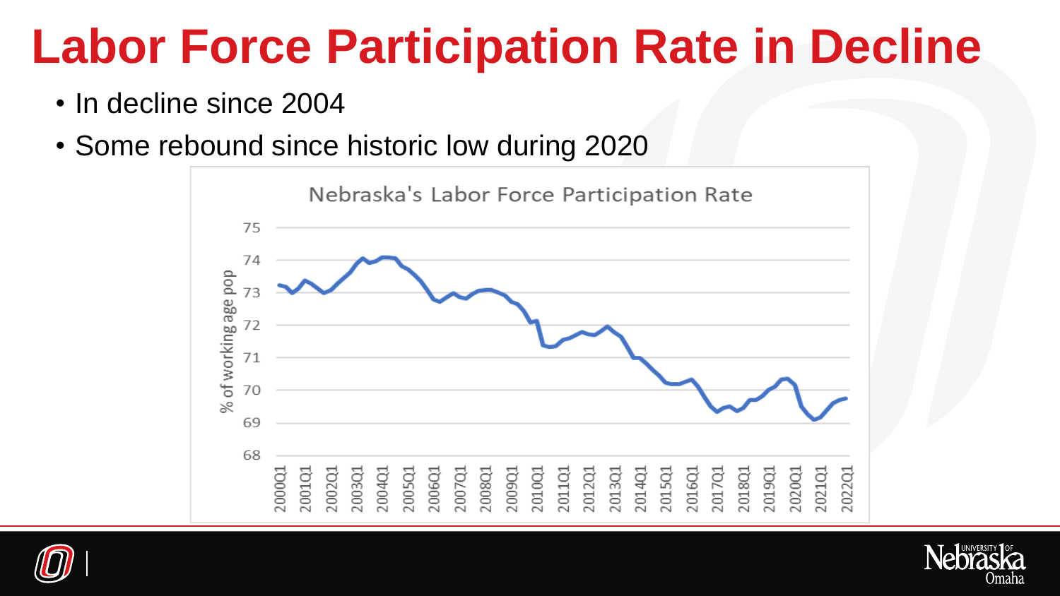# Labor Force Participation Rate in Decline

- In decline since 2004
- Some rebound since historic low during 2020

Nebraska's Labor Force Participation Rate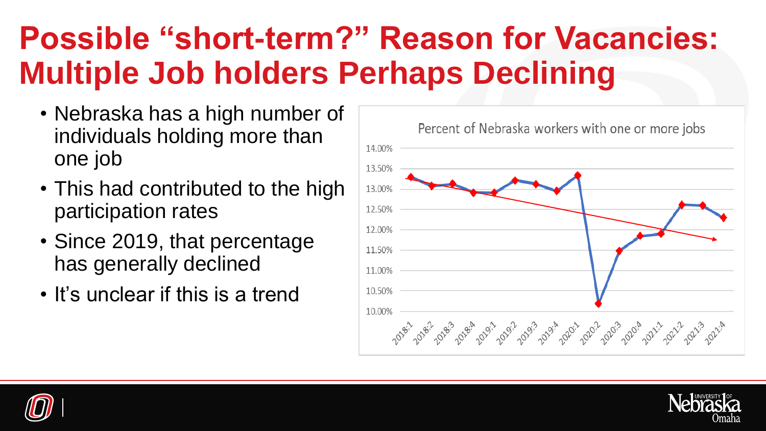# Possible "short-term?" Reason for Vacancies: Multiple Job holders Perhaps Declining

- Nebraska has a high number of individuals holding more than one job
- This had contributed to the high participation rates
- Since 2019, that percentage has generally declined
- It's unclear if this is a trend

Percent of Nebraska workers with one or more jobs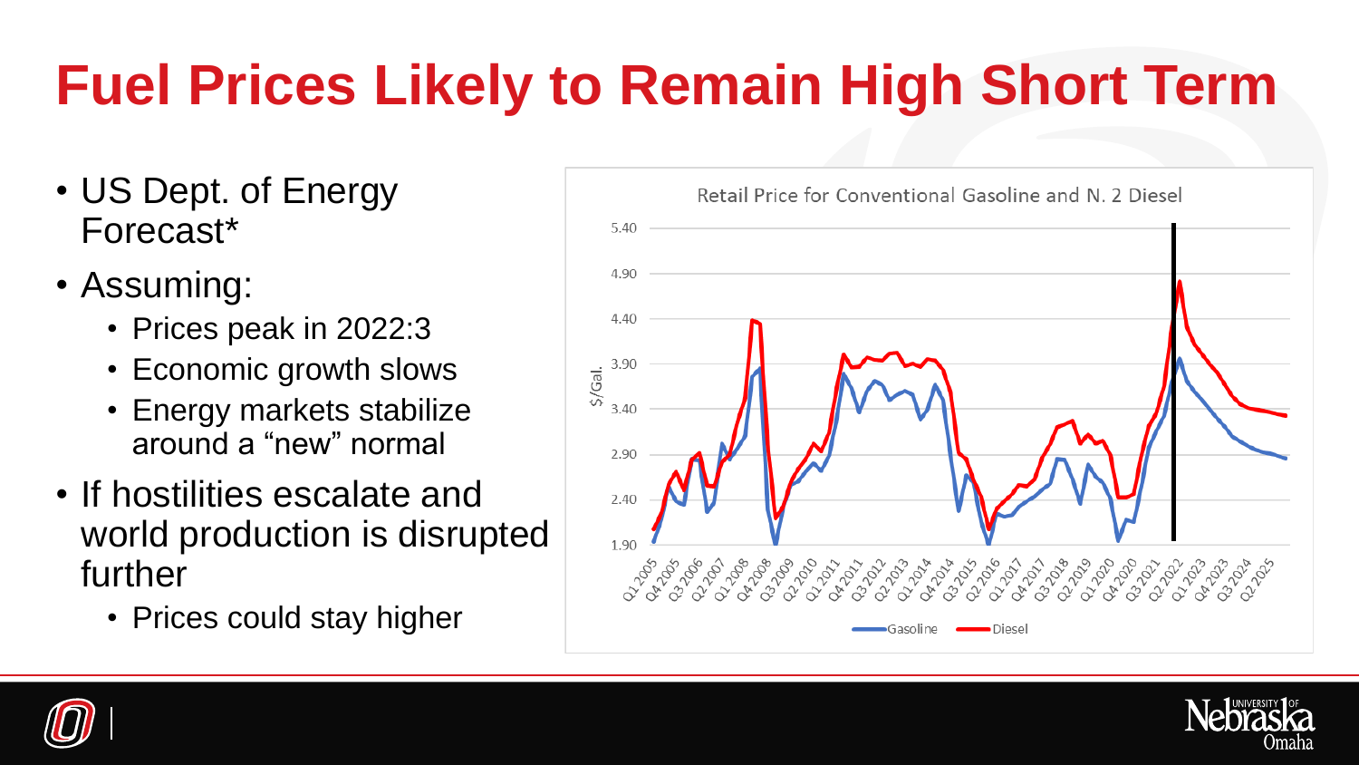# Fuel Prices Likely to Remain High Short Term

- US Dept. of Energy Forecast*
- Assuming:
  - Prices peak in 2022:3
  - Economic growth slows
  - Energy markets stabilize around a “new” normal
- If hostilities escalate and world production is disrupted further
  - Prices could stay higher

Retail Price for Conventional Gasoline and N. 2 Diesel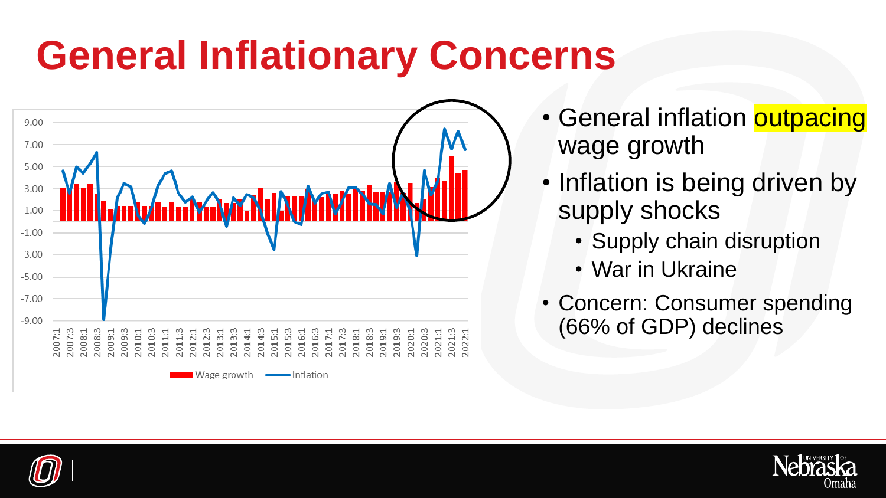# General Inflationary Concerns

- General inflation outpacing wage growth
- Inflation is being driven by supply shocks
  - Supply chain disruption
  - War in Ukraine
- Concern: Consumer spending (66% of GDP) declines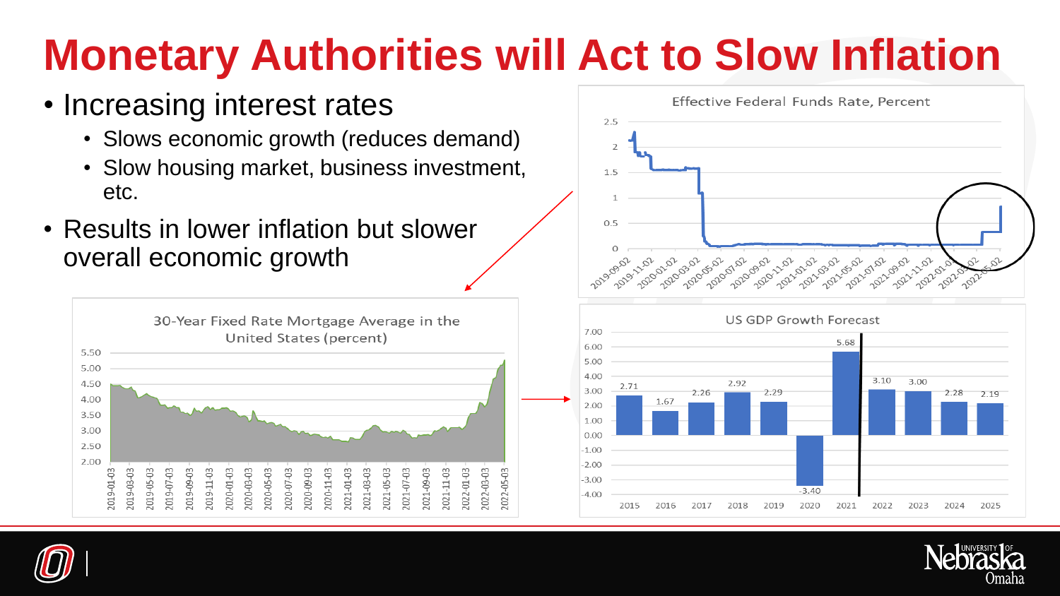# Monetary Authorities will Act to Slow Inflation

- Increasing interest rates
  - Slows economic growth (reduces demand)
  - Slow housing market, business investment, etc.
- Results in lower inflation but slower overall economic growth

Effective Federal Funds Rate, Percent

30-Year Fixed Rate Mortgage Average in the United States (percent)

US GDP Growth Forecast

| 2015 | 2016 | 2017 | 2018 | 2019 | 2020 | 2021 | 2022 | 2023 | 2024 | 2025 |
|---|---|---|---|---|---|---|---|---|---|---|
| 2.71 | 1.67 | 2.26 | 2.92 | 2.29 | -3.40 | 5.68 | 3.10 | 3.00 | 2.28 | 2.19 |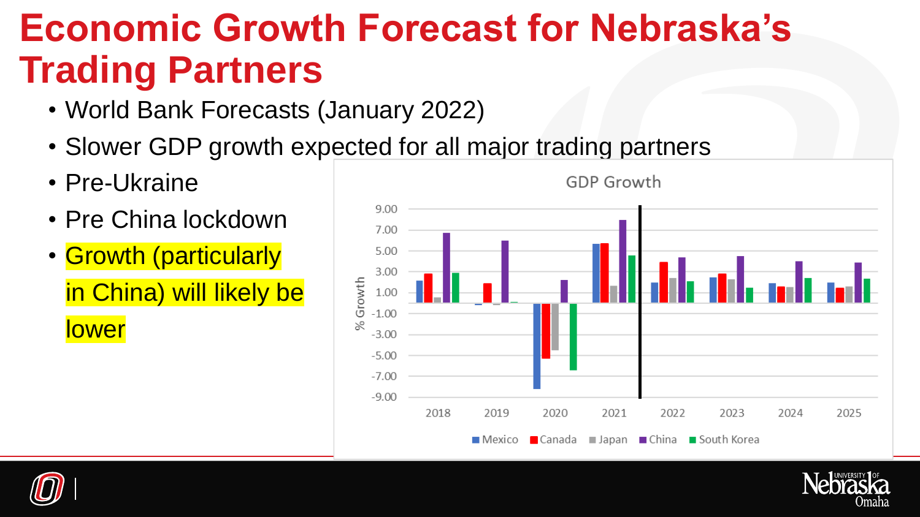# Economic Growth Forecast for Nebraska's Trading Partners

- World Bank Forecasts (January 2022)
- Slower GDP growth expected for all major trading partners
- Pre-Ukraine
- Pre China lockdown
- Growth (particularly in China) will likely be lower

GDP Growth

% Growth

Mexico, Canada, Japan, China, South Korea

2018, 2019, 2020, 2021, 2022, 2023, 2024, 2025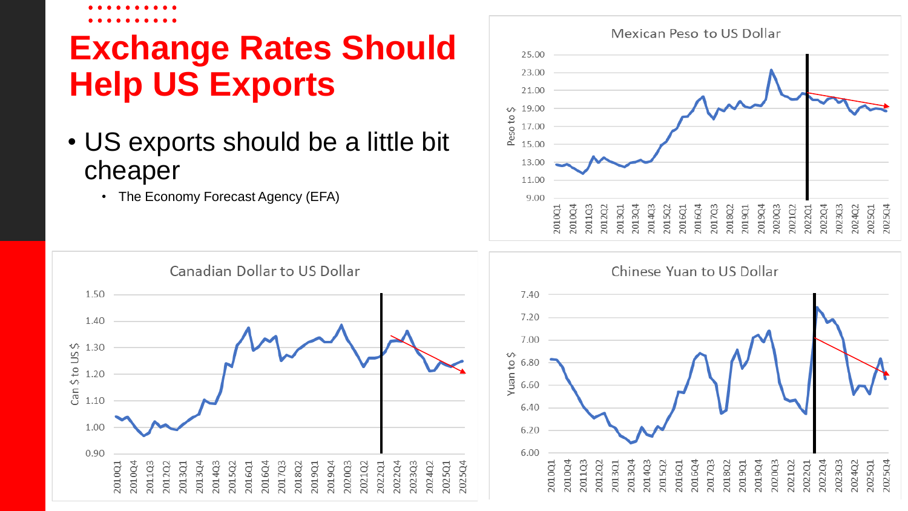# Exchange Rates Should Help US Exports

- US exports should be a little bit cheaper
  - The Economy Forecast Agency (EFA)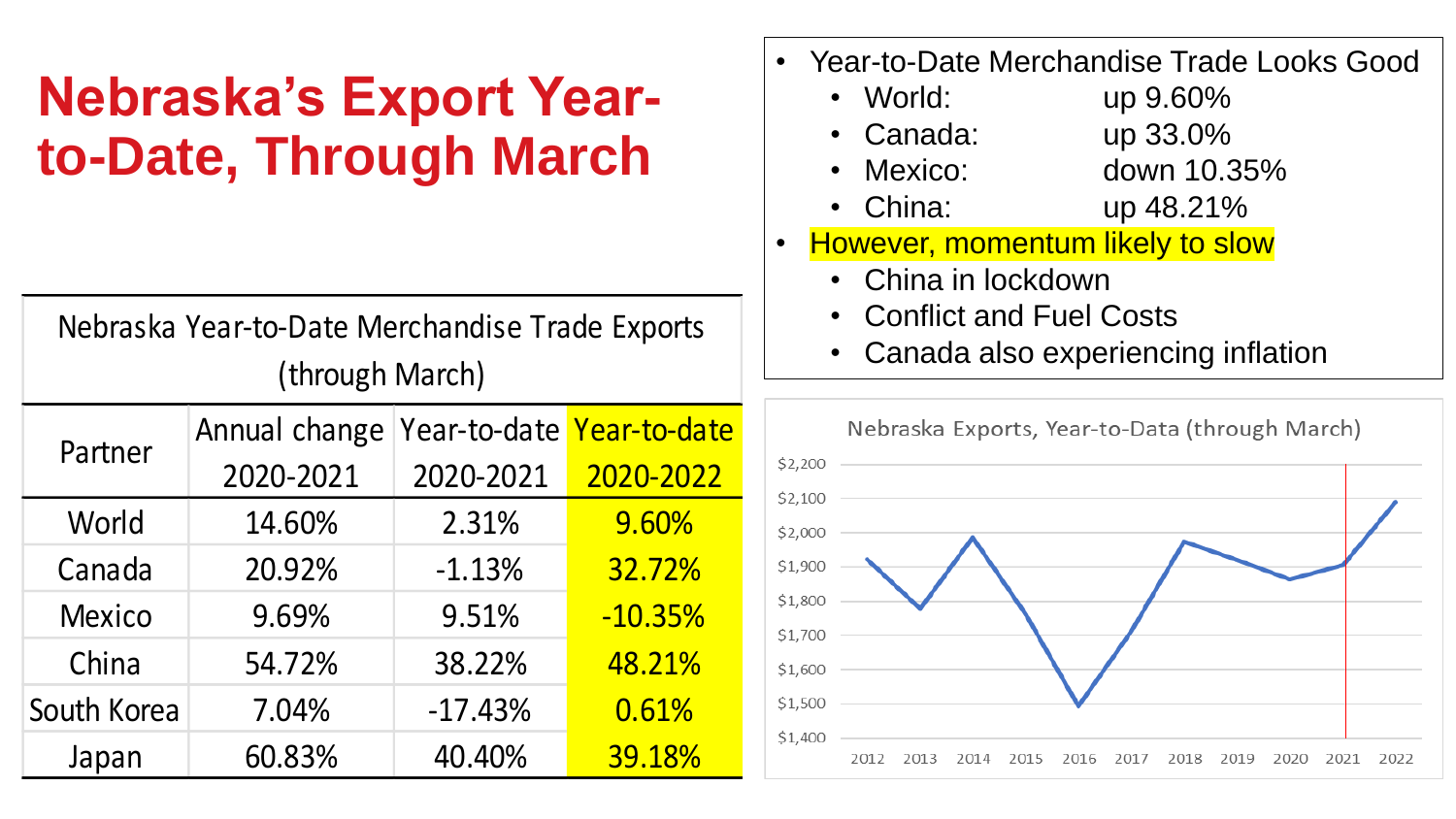# Nebraska's Export Year-to-Date, Through March

| Nebraska Year-to-Date Merchandise Trade Exports (through March) | | | |
|---|---|---|---|
| Partner | Annual change 2020-2021 | Year-to-date 2020-2021 | Year-to-date 2020-2022 |
| World | 14.60% | 2.31% | 9.60% |
| Canada | 20.92% | -1.13% | 32.72% |
| Mexico | 9.69% | 9.51% | -10.35% |
| China | 54.72% | 38.22% | 48.21% |
| South Korea | 7.04% | -17.43% | 0.61% |
| Japan | 60.83% | 40.40% | 39.18% |

- Year-to-Date Merchandise Trade Looks Good
  - World: up 9.60%
  - Canada: up 33.0%
  - Mexico: down 10.35%
  - China: up 48.21%
- However, momentum likely to slow
  - China in lockdown
  - Conflict and Fuel Costs
  - Canada also experiencing inflation

Nebraska Exports, Year-to-Data (through March)

$2,200
$2,100
$2,000
$1,900
$1,800
$1,700
$1,600
$1,500
$1,400

2012 2013 2014 2015 2016 2017 2018 2019 2020 2021 2022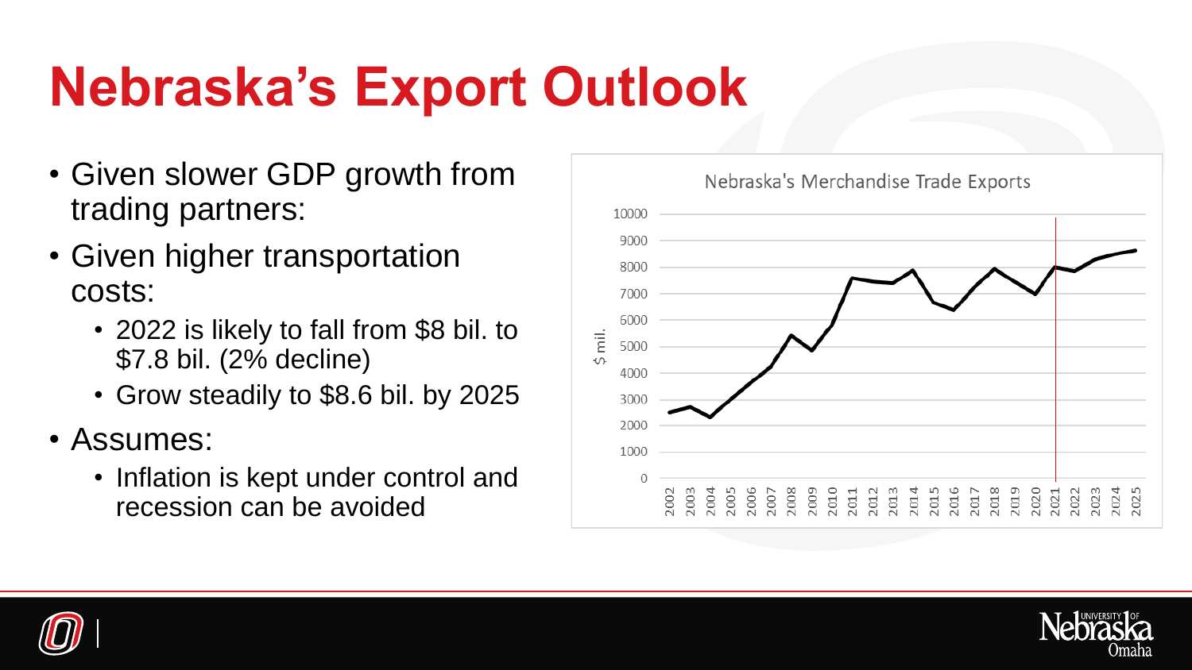# Nebraska's Export Outlook

- Given slower GDP growth from trading partners:
- Given higher transportation costs:
  - 2022 is likely to fall from $8 bil. to $7.8 bil. (2% decline)
  - Grow steadily to $8.6 bil. by 2025
- Assumes:
  - Inflation is kept under control and recession can be avoided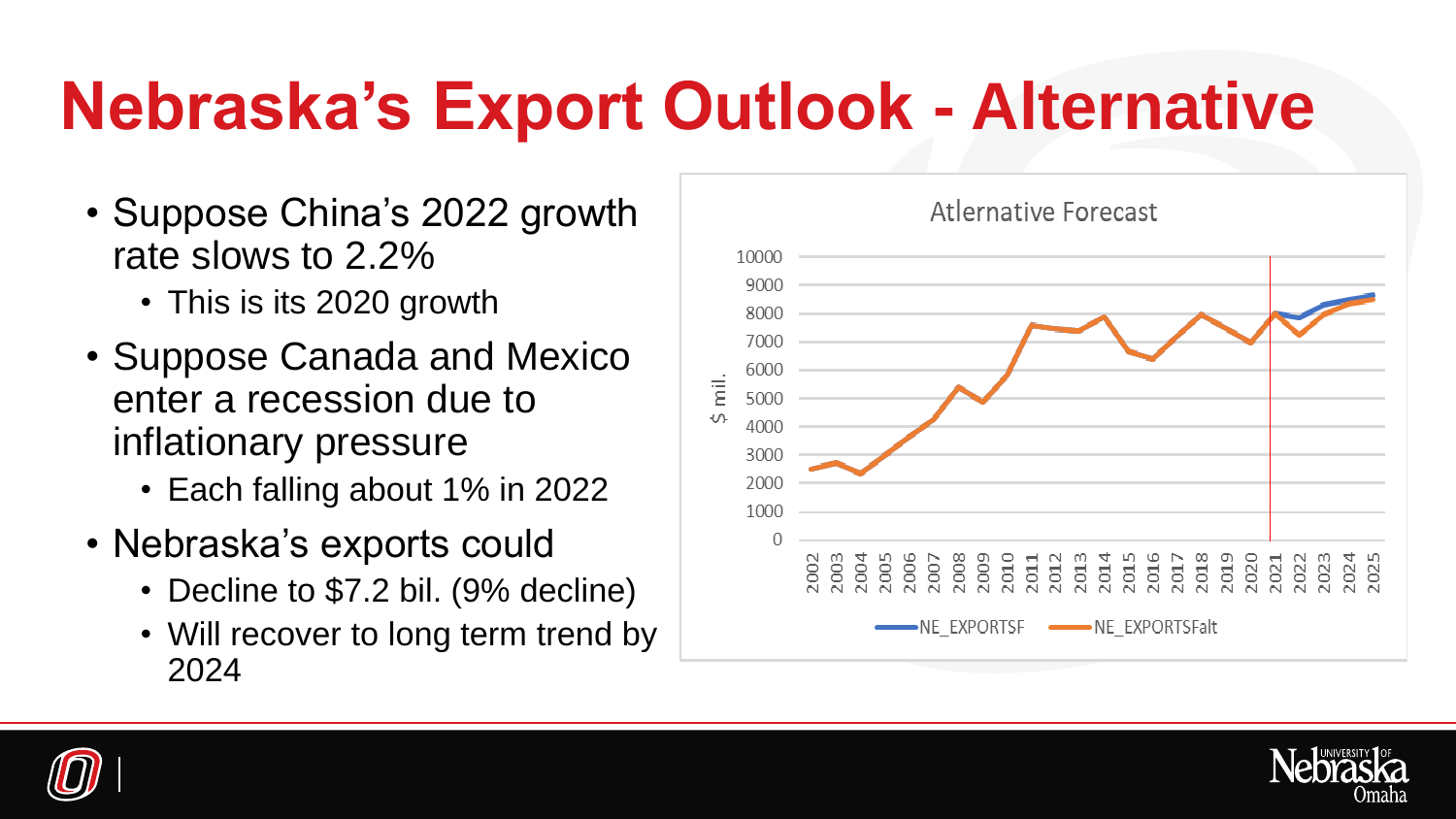# Nebraska's Export Outlook - Alternative

- Suppose China's 2022 growth rate slows to 2.2%
  - This is its 2020 growth
- Suppose Canada and Mexico enter a recession due to inflationary pressure
  - Each falling about 1% in 2022
- Nebraska's exports could
  - Decline to $7.2 bil. (9% decline)
  - Will recover to long term trend by 2024

Atlernative Forecast

$ mil.

NE_EXPORTSF NE_EXPORTSFalt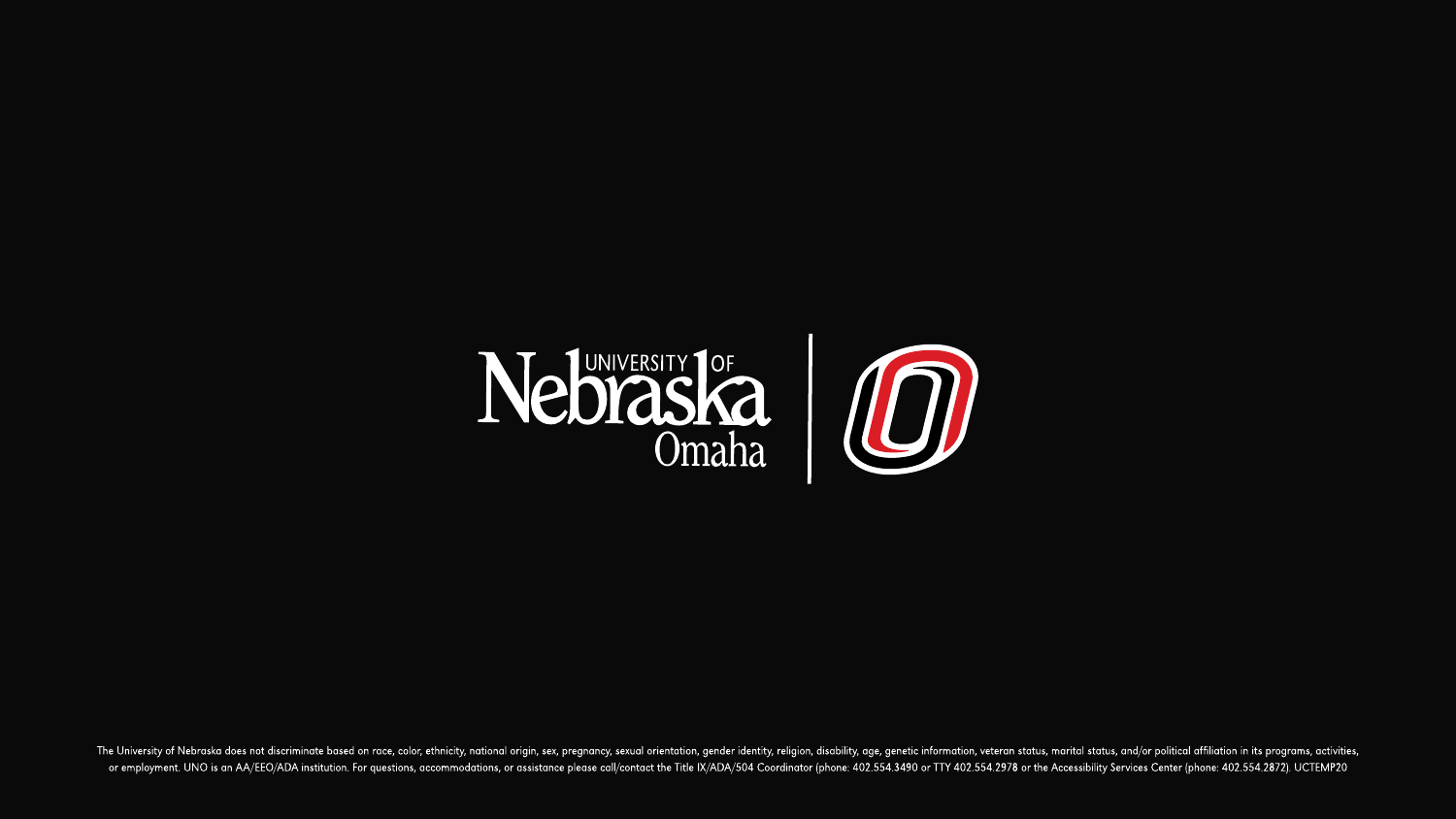Nebraska UNIVERSITY OF Omaha

The University of Nebraska does not discriminate based on race, color, ethnicity, national origin, sex, pregnancy, sexual orientation, gender identity, religion, disability, age, genetic information, veteran status, marital status, and/or political affiliation in its programs, activities, or employment. UNO is an AA/EEO/ADA institution. For questions, accommodations, or assistance please call/contact the Title IX/ADA/504 Coordinator (phone: 402.554.3490 or TTY 402.554.2978 or the Accessibility Services Center (phone: 402.554.2872). UCTEMP20